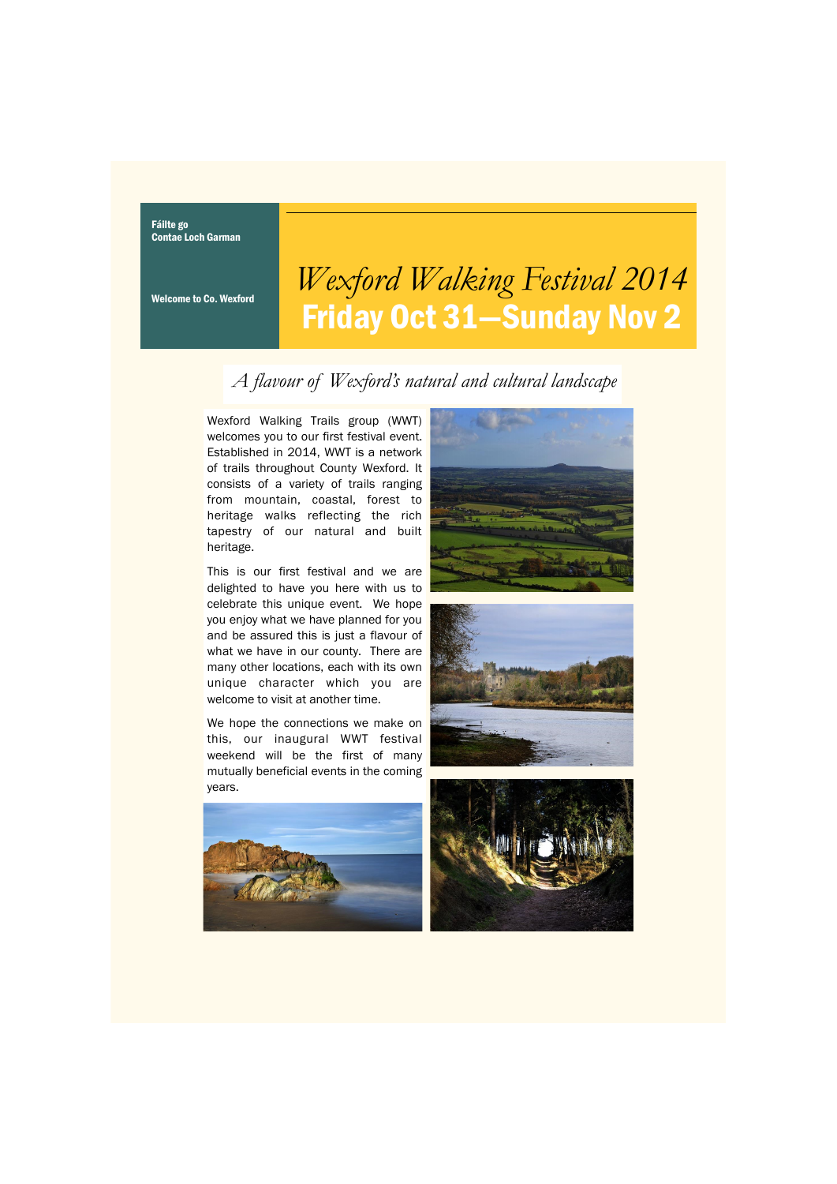Fáilte go
Contae Loch Garman

Welcome to Co. Wexford

# *Wexford Walking Festival 2014*
# Friday Oct 31—Sunday Nov 2

## *A flavour of Wexford's natural and cultural landscape*

Wexford Walking Trails group (WWT) welcomes you to our first festival event. Established in 2014, WWT is a network of trails throughout County Wexford. It consists of a variety of trails ranging from mountain, coastal, forest to heritage walks reflecting the rich tapestry of our natural and built heritage.

This is our first festival and we are delighted to have you here with us to celebrate this unique event. We hope you enjoy what we have planned for you and be assured this is just a flavour of what we have in our county. There are many other locations, each with its own unique character which you are welcome to visit at another time.

We hope the connections we make on this, our inaugural WWT festival weekend will be the first of many mutually beneficial events in the coming years.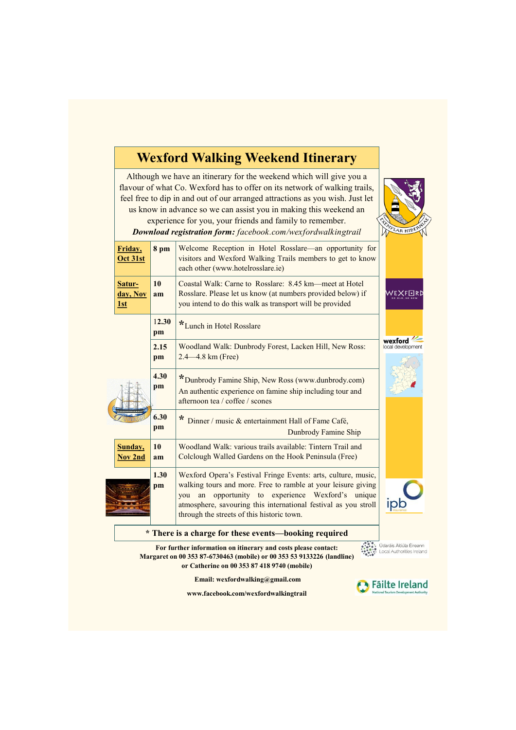# Wexford Walking Weekend Itinerary

Although we have an itinerary for the weekend which will give you a flavour of what Co. Wexford has to offer on its network of walking trails, feel free to dip in and out of our arranged attractions as you wish. Just let us know in advance so we can assist you in making this weekend an experience for you, your friends and family to remember.

***Download registration form:*** *facebook.com/wexfordwalkingtrail*

| | | |
|---|---|---|
| **Friday, Oct 31st** | **8 pm** | Welcome Reception in Hotel Rosslare—an opportunity for visitors and Wexford Walking Trails members to get to know each other (www.hotelrosslare.ie) |
| **Saturday, Nov 1st** | **10 am** | Coastal Walk: Carne to Rosslare: 8.45 km—meet at Hotel Rosslare. Please let us know (at numbers provided below) if you intend to do this walk as transport will be provided |
| | **12.30 pm** | *Lunch in Hotel Rosslare |
| | **2.15 pm** | Woodland Walk: Dunbrody Forest, Lacken Hill, New Ross: 2.4—4.8 km (Free) |
| | **4.30 pm** | *Dunbrody Famine Ship, New Ross (www.dunbrody.com) An authentic experience on famine ship including tour and afternoon tea / coffee / scones |
| | **6.30 pm** | * Dinner / music & entertainment Hall of Fame Café, Dunbrody Famine Ship |
| **Sunday, Nov 2nd** | **10 am** | Woodland Walk: various trails available: Tintern Trail and Colclough Walled Gardens on the Hook Peninsula (Free) |
| | **1.30 pm** | Wexford Opera's Festival Fringe Events: arts, culture, music, walking tours and more. Free to ramble at your leisure giving you an opportunity to experience Wexford's unique atmosphere, savouring this international festival as you stroll through the streets of this historic town. |

**\* There is a charge for these events—booking required**

**For further information on itinerary and costs please contact:**
**Margaret on 00 353 87-6730463 (mobile) or 00 353 53 9133226 (landline)**
**or Catherine on 00 353 87 418 9740 (mobile)**

**Email: wexfordwalking@gmail.com**

**www.facebook.com/wexfordwalkingtrail**